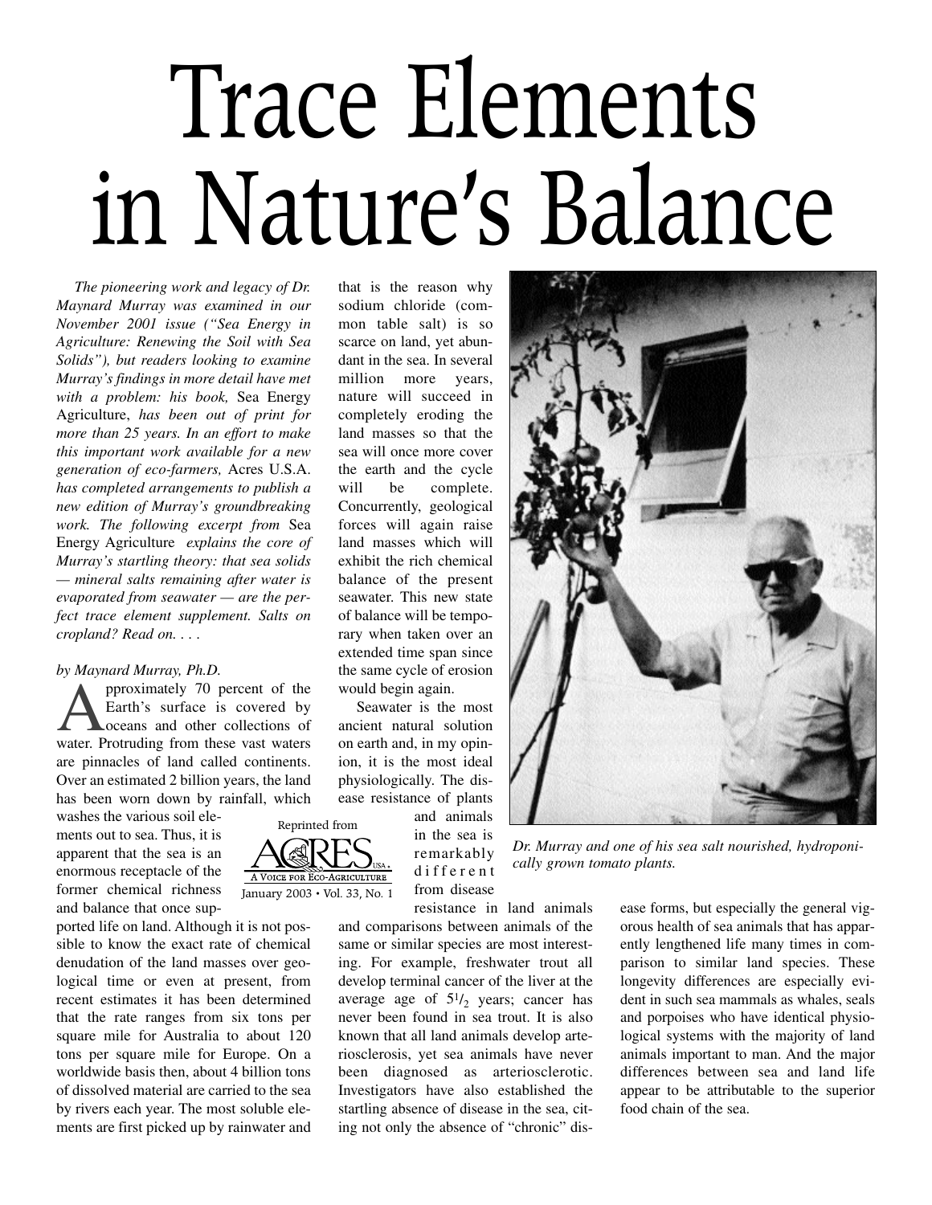# Trace Elements in Nature's Balance

*The pioneering work and legacy of Dr. Maynard Murray was examined in our November 2001 issue ("Sea Energy in Agriculture: Renewing the Soil with Sea Solids"), but readers looking to examine Murray's findings in more detail have met with a problem: his book,* Sea Energy Agriculture, *has been out of print for more than 25 years. In an effort to make this important work available for a new generation of eco-farmers,* Acres U.S.A. *has completed arrangements to publish a new edition of Murray's groundbreaking work. The following excerpt from* Sea Energy Agriculture *explains the core of Murray's startling theory: that sea solids — mineral salts remaining after water is evaporated from seawater — are the perfect trace element supplement. Salts on cropland? Read on. . . .*

*by Maynard Murray, Ph.D.*

Approximately 70 percent of the Earth's surface is covered by oceans and other collections of water. Protruding from these vast waters are pinnacles of land called continents. Over an estimated 2 billion years, the land has been worn down by rainfall, which washes the various soil elements out to sea. Thus, it is apparent that the sea is an enormous receptacle of the former chemical richness and balance that once supported life on land. Although it is not possible to know the exact rate of chemical denudation of the land masses over geological time or even at present, from recent estimates it has been determined that the rate ranges from six tons per square mile for Australia to about 120 tons per square mile for Europe. On a worldwide basis then, about 4 billion tons of dissolved material are carried to the sea by rivers each year. The most soluble elements are first picked up by rainwater and that is the reason why sodium chloride (common table salt) is so scarce on land, yet abundant in the sea. In several million more years, nature will succeed in completely eroding the land masses so that the sea will once more cover the earth and the cycle will be complete. Concurrently, geological forces will again raise land masses which will exhibit the rich chemical balance of the present seawater. This new state of balance will be temporary when taken over an extended time span since the same cycle of erosion would begin again.

Seawater is the most ancient natural solution on earth and, in my opinion, it is the most ideal physiologically. The disease resistance of plants and animals in the sea is remarkably different from disease resistance in land animals and comparisons between animals of the same or similar species are most interesting. For example, freshwater trout all develop terminal cancer of the liver at the average age of $5^1/_2$ years; cancer has never been found in sea trout. It is also known that all land animals develop arteriosclerosis, yet sea animals have never been diagnosed as arteriosclerotic. Investigators have also established the startling absence of disease in the sea, citing not only the absence of "chronic" disease forms, but especially the general vigorous health of sea animals that has apparently lengthened life many times in comparison to similar land species. These longevity differences are especially evident in such sea mammals as whales, seals and porpoises who have identical physiological systems with the majority of land animals important to man. And the major differences between sea and land life appear to be attributable to the superior food chain of the sea.

Reprinted from ACRES USA — A Voice for Eco-Agriculture — January 2003 • Vol. 33, No. 1

*Dr. Murray and one of his sea salt nourished, hydroponically grown tomato plants.*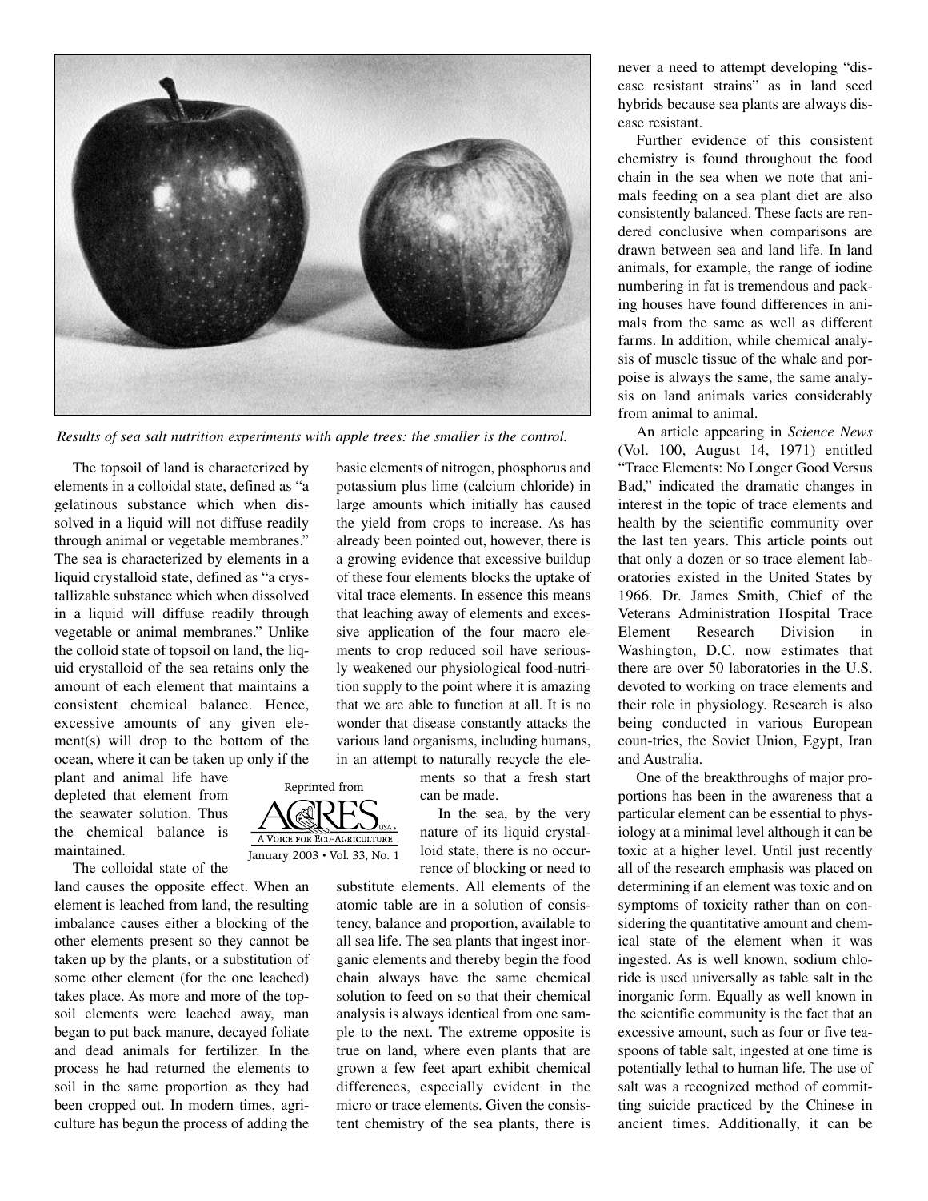*Results of sea salt nutrition experiments with apple trees: the smaller is the control.*

The topsoil of land is characterized by elements in a colloidal state, defined as "a gelatinous substance which when dissolved in a liquid will not diffuse readily through animal or vegetable membranes." The sea is characterized by elements in a liquid crystalloid state, defined as "a crystallizable substance which when dissolved in a liquid will diffuse readily through vegetable or animal membranes." Unlike the colloid state of topsoil on land, the liquid crystalloid of the sea retains only the amount of each element that maintains a consistent chemical balance. Hence, excessive amounts of any given element(s) will drop to the bottom of the ocean, where it can be taken up only if the plant and animal life have depleted that element from the seawater solution. Thus the chemical balance is maintained.

The colloidal state of the land causes the opposite effect. When an element is leached from land, the resulting imbalance causes either a blocking of the other elements present so they cannot be taken up by the plants, or a substitution of some other element (for the one leached) takes place. As more and more of the topsoil elements were leached away, man began to put back manure, decayed foliate and dead animals for fertilizer. In the process he had returned the elements to soil in the same proportion as they had been cropped out. In modern times, agriculture has begun the process of adding the basic elements of nitrogen, phosphorus and potassium plus lime (calcium chloride) in large amounts which initially has caused the yield from crops to increase. As has already been pointed out, however, there is a growing evidence that excessive buildup of these four elements blocks the uptake of vital trace elements. In essence this means that leaching away of elements and excessive application of the four macro elements to crop reduced soil have seriously weakened our physiological food-nutrition supply to the point where it is amazing that we are able to function at all. It is no wonder that disease constantly attacks the various land organisms, including humans, in an attempt to naturally recycle the elements so that a fresh start can be made.

Reprinted from ACRES USA — A Voice for Eco-Agriculture, January 2003 • Vol. 33, No. 1

In the sea, by the very nature of its liquid crystalloid state, there is no occurrence of blocking or need to substitute elements. All elements of the atomic table are in a solution of consistency, balance and proportion, available to all sea life. The sea plants that ingest inorganic elements and thereby begin the food chain always have the same chemical solution to feed on so that their chemical analysis is always identical from one sample to the next. The extreme opposite is true on land, where even plants that are grown a few feet apart exhibit chemical differences, especially evident in the micro or trace elements. Given the consistent chemistry of the sea plants, there is never a need to attempt developing "disease resistant strains" as in land seed hybrids because sea plants are always disease resistant.

Further evidence of this consistent chemistry is found throughout the food chain in the sea when we note that animals feeding on a sea plant diet are also consistently balanced. These facts are rendered conclusive when comparisons are drawn between sea and land life. In land animals, for example, the range of iodine numbering in fat is tremendous and packing houses have found differences in animals from the same as well as different farms. In addition, while chemical analysis of muscle tissue of the whale and porpoise is always the same, the same analysis on land animals varies considerably from animal to animal.

An article appearing in *Science News* (Vol. 100, August 14, 1971) entitled "Trace Elements: No Longer Good Versus Bad," indicated the dramatic changes in interest in the topic of trace elements and health by the scientific community over the last ten years. This article points out that only a dozen or so trace element laboratories existed in the United States by 1966. Dr. James Smith, Chief of the Veterans Administration Hospital Trace Element Research Division in Washington, D.C. now estimates that there are over 50 laboratories in the U.S. devoted to working on trace elements and their role in physiology. Research is also being conducted in various European coun-tries, the Soviet Union, Egypt, Iran and Australia.

One of the breakthroughs of major proportions has been in the awareness that a particular element can be essential to physiology at a minimal level although it can be toxic at a higher level. Until just recently all of the research emphasis was placed on determining if an element was toxic and on symptoms of toxicity rather than on considering the quantitative amount and chemical state of the element when it was ingested. As is well known, sodium chloride is used universally as table salt in the inorganic form. Equally as well known in the scientific community is the fact that an excessive amount, such as four or five teaspoons of table salt, ingested at one time is potentially lethal to human life. The use of salt was a recognized method of committing suicide practiced by the Chinese in ancient times. Additionally, it can be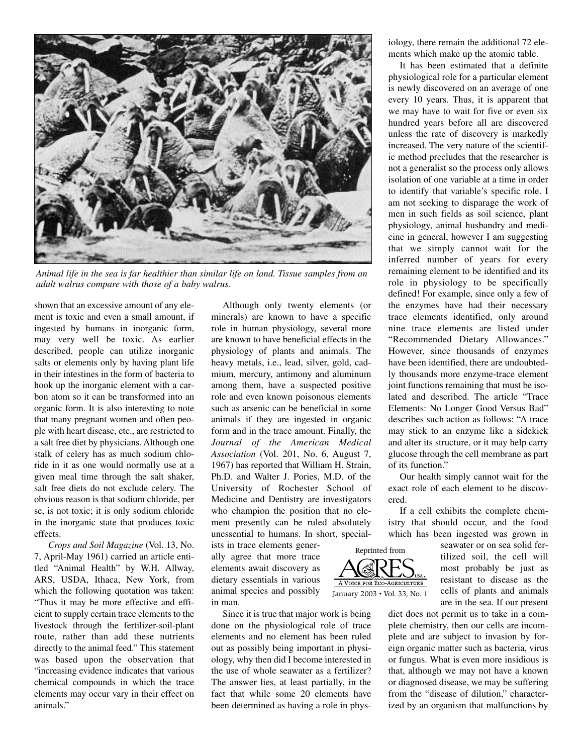*Animal life in the sea is far healthier than similar life on land. Tissue samples from an adult walrus compare with those of a baby walrus.*

shown that an excessive amount of any element is toxic and even a small amount, if ingested by humans in inorganic form, may very well be toxic. As earlier described, people can utilize inorganic salts or elements only by having plant life in their intestines in the form of bacteria to hook up the inorganic element with a carbon atom so it can be transformed into an organic form. It is also interesting to note that many pregnant women and often people with heart disease, etc., are restricted to a salt free diet by physicians. Although one stalk of celery has as much sodium chloride in it as one would normally use at a given meal time through the salt shaker, salt free diets do not exclude celery. The obvious reason is that sodium chloride, per se, is not toxic; it is only sodium chloride in the inorganic state that produces toxic effects.

*Crops and Soil Magazine* (Vol. 13, No. 7, April-May 1961) carried an article entitled "Animal Health" by W.H. Allway, ARS, USDA, Ithaca, New York, from which the following quotation was taken: "Thus it may be more effective and efficient to supply certain trace elements to the livestock through the fertilizer-soil-plant route, rather than add these nutrients directly to the animal feed." This statement was based upon the observation that "increasing evidence indicates that various chemical compounds in which the trace elements may occur vary in their effect on animals."

Although only twenty elements (or minerals) are known to have a specific role in human physiology, several more are known to have beneficial effects in the physiology of plants and animals. The heavy metals, i.e., lead, silver, gold, cadmium, mercury, antimony and aluminum among them, have a suspected positive role and even known poisonous elements such as arsenic can be beneficial in some animals if they are ingested in organic form and in the trace amount. Finally, the *Journal of the American Medical Association* (Vol. 201, No. 6, August 7, 1967) has reported that William H. Strain, Ph.D. and Walter J. Pories, M.D. of the University of Rochester School of Medicine and Dentistry are investigators who champion the position that no element presently can be ruled absolutely unessential to humans. In short, specialists in trace elements generally agree that more trace elements await discovery as dietary essentials in various animal species and possibly in man.

Since it is true that major work is being done on the physiological role of trace elements and no element has been ruled out as possibly being important in physiology, why then did I become interested in the use of whole seawater as a fertilizer? The answer lies, at least partially, in the fact that while some 20 elements have been determined as having a role in physiology, there remain the additional 72 elements which make up the atomic table.

It has been estimated that a definite physiological role for a particular element is newly discovered on an average of one every 10 years. Thus, it is apparent that we may have to wait for five or even six hundred years before all are discovered unless the rate of discovery is markedly increased. The very nature of the scientific method precludes that the researcher is not a generalist so the process only allows isolation of one variable at a time in order to identify that variable's specific role. I am not seeking to disparage the work of men in such fields as soil science, plant physiology, animal husbandry and medicine in general, however I am suggesting that we simply cannot wait for the inferred number of years for every remaining element to be identified and its role in physiology to be specifically defined! For example, since only a few of the enzymes have had their necessary trace elements identified, only around nine trace elements are listed under "Recommended Dietary Allowances." However, since thousands of enzymes have been identified, there are undoubtedly thousands more enzyme-trace element joint functions remaining that must be isolated and described. The article "Trace Elements: No Longer Good Versus Bad" describes such action as follows: "A trace may stick to an enzyme like a sidekick and alter its structure, or it may help carry glucose through the cell membrane as part of its function."

Our health simply cannot wait for the exact role of each element to be discovered.

If a cell exhibits the complete chemistry that should occur, and the food which has been ingested was grown in seawater or on sea solid fertilized soil, the cell will most probably be just as resistant to disease as the cells of plants and animals are in the sea. If our present diet does not permit us to take in a complete chemistry, then our cells are incomplete and are subject to invasion by foreign organic matter such as bacteria, virus or fungus. What is even more insidious is that, although we may not have a known or diagnosed disease, we may be suffering from the "disease of dilution," characterized by an organism that malfunctions by

Reprinted from ACRES USA — A Voice for Eco-Agriculture — January 2003 • Vol. 33, No. 1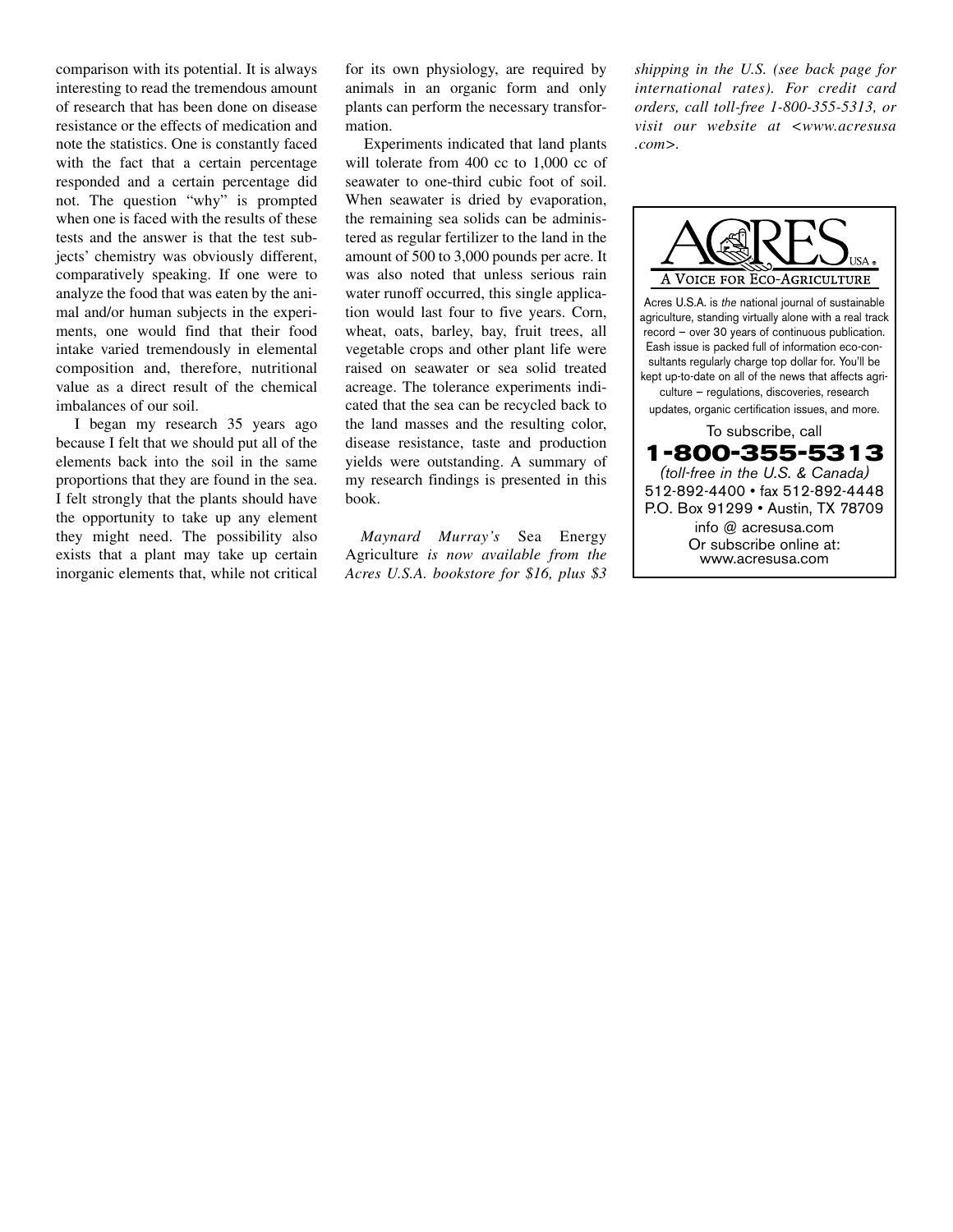comparison with its potential. It is always interesting to read the tremendous amount of research that has been done on disease resistance or the effects of medication and note the statistics. One is constantly faced with the fact that a certain percentage responded and a certain percentage did not. The question "why" is prompted when one is faced with the results of these tests and the answer is that the test subjects' chemistry was obviously different, comparatively speaking. If one were to analyze the food that was eaten by the animal and/or human subjects in the experiments, one would find that their food intake varied tremendously in elemental composition and, therefore, nutritional value as a direct result of the chemical imbalances of our soil.

I began my research 35 years ago because I felt that we should put all of the elements back into the soil in the same proportions that they are found in the sea. I felt strongly that the plants should have the opportunity to take up any element they might need. The possibility also exists that a plant may take up certain inorganic elements that, while not critical for its own physiology, are required by animals in an organic form and only plants can perform the necessary transformation.

Experiments indicated that land plants will tolerate from 400 cc to 1,000 cc of seawater to one-third cubic foot of soil. When seawater is dried by evaporation, the remaining sea solids can be administered as regular fertilizer to the land in the amount of 500 to 3,000 pounds per acre. It was also noted that unless serious rain water runoff occurred, this single application would last four to five years. Corn, wheat, oats, barley, bay, fruit trees, all vegetable crops and other plant life were raised on seawater or sea solid treated acreage. The tolerance experiments indicated that the sea can be recycled back to the land masses and the resulting color, disease resistance, taste and production yields were outstanding. A summary of my research findings is presented in this book.

*Maynard Murray's* Sea Energy Agriculture *is now available from the Acres U.S.A. bookstore for $16, plus $3 shipping in the U.S. (see back page for international rates). For credit card orders, call toll-free 1-800-355-5313, or visit our website at <www.acresusa.com>.*

ACRES USA

A VOICE FOR ECO-AGRICULTURE

Acres U.S.A. is *the* national journal of sustainable agriculture, standing virtually alone with a real track record – over 30 years of continuous publication. Eash issue is packed full of information eco-consultants regularly charge top dollar for. You'll be kept up-to-date on all of the news that affects agriculture – regulations, discoveries, research updates, organic certification issues, and more.

To subscribe, call

**1-800-355-5313**

*(toll-free in the U.S. & Canada)*

512-892-4400 • fax 512-892-4448

P.O. Box 91299 • Austin, TX 78709

info @ acresusa.com

Or subscribe online at:

www.acresusa.com